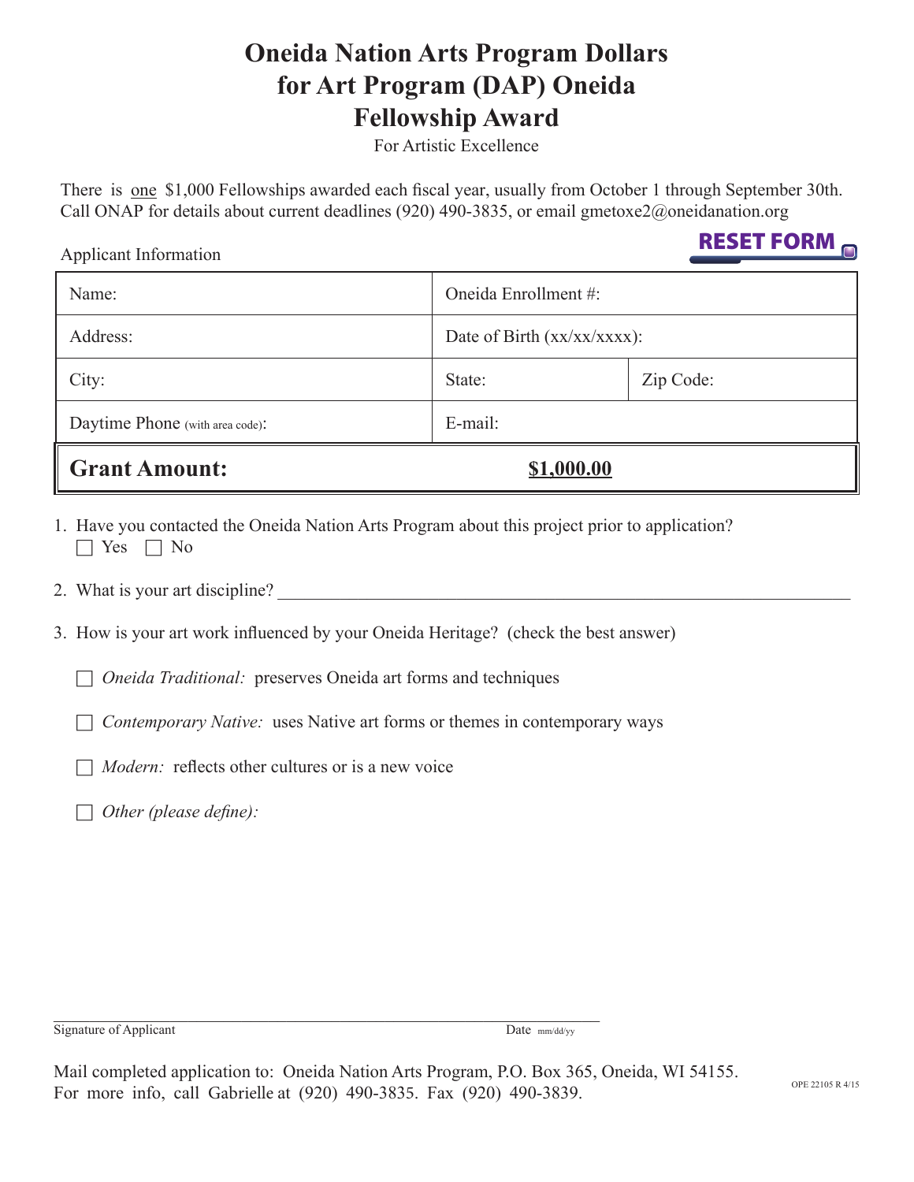# Oneida Nation Arts Program Dollars for Art Program (DAP) Oneida Fellowship Award

For Artistic Excellence

There is one $1,000 Fellowships awarded each fiscal year, usually from October 1 through September 30th. Call ONAP for details about current deadlines (920) 490-3835, or email gmetoxe2@oneidanation.org

RESET FORM

Applicant Information

| Name: | Oneida Enrollment #: | |
|---|---|---|
| Address: | Date of Birth (xx/xx/xxxx): | |
| City: | State: | Zip Code: |
| Daytime Phone (with area code): | E-mail: | |
| **Grant Amount:** | **$1,000.00** | |

1. Have you contacted the Oneida Nation Arts Program about this project prior to application?
   ☐ Yes ☐ No

2. What is your art discipline? ____________________

3. How is your art work influenced by your Oneida Heritage? (check the best answer)

   ☐ *Oneida Traditional:* preserves Oneida art forms and techniques

   ☐ *Contemporary Native:* uses Native art forms or themes in contemporary ways

   ☐ *Modern:* reflects other cultures or is a new voice

   ☐ *Other (please define):*

____________________________________________
Signature of Applicant Date mm/dd/yy

Mail completed application to: Oneida Nation Arts Program, P.O. Box 365, Oneida, WI 54155.
For more info, call Gabrielle at (920) 490-3835. Fax (920) 490-3839.

OPE 22105 R 4/15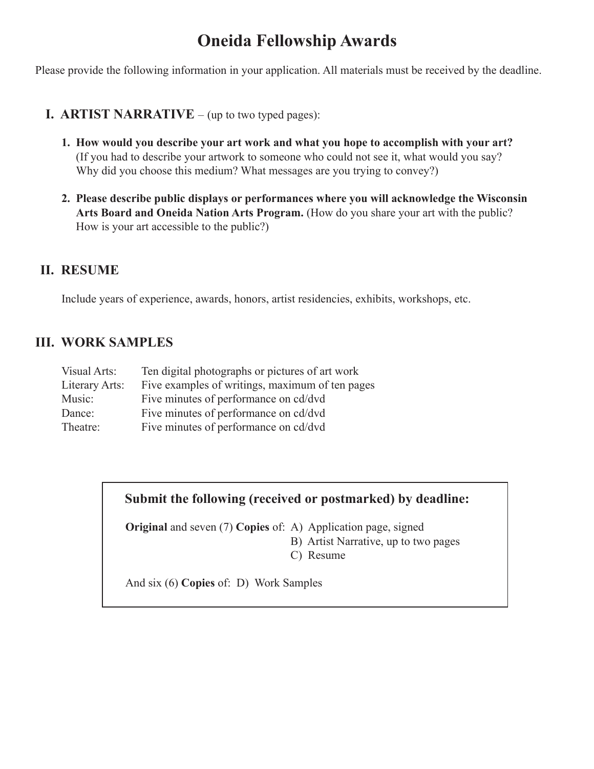# Oneida Fellowship Awards

Please provide the following information in your application. All materials must be received by the deadline.

## I. ARTIST NARRATIVE – (up to two typed pages):

1. **How would you describe your art work and what you hope to accomplish with your art?** (If you had to describe your artwork to someone who could not see it, what would you say? Why did you choose this medium? What messages are you trying to convey?)

2. **Please describe public displays or performances where you will acknowledge the Wisconsin Arts Board and Oneida Nation Arts Program.** (How do you share your art with the public? How is your art accessible to the public?)

## II. RESUME

Include years of experience, awards, honors, artist residencies, exhibits, workshops, etc.

## III. WORK SAMPLES

| | |
|---|---|
| Visual Arts: | Ten digital photographs or pictures of art work |
| Literary Arts: | Five examples of writings, maximum of ten pages |
| Music: | Five minutes of performance on cd/dvd |
| Dance: | Five minutes of performance on cd/dvd |
| Theatre: | Five minutes of performance on cd/dvd |

**Submit the following (received or postmarked) by deadline:**

**Original** and seven (7) **Copies** of:
- A) Application page, signed
- B) Artist Narrative, up to two pages
- C) Resume

And six (6) **Copies** of: D) Work Samples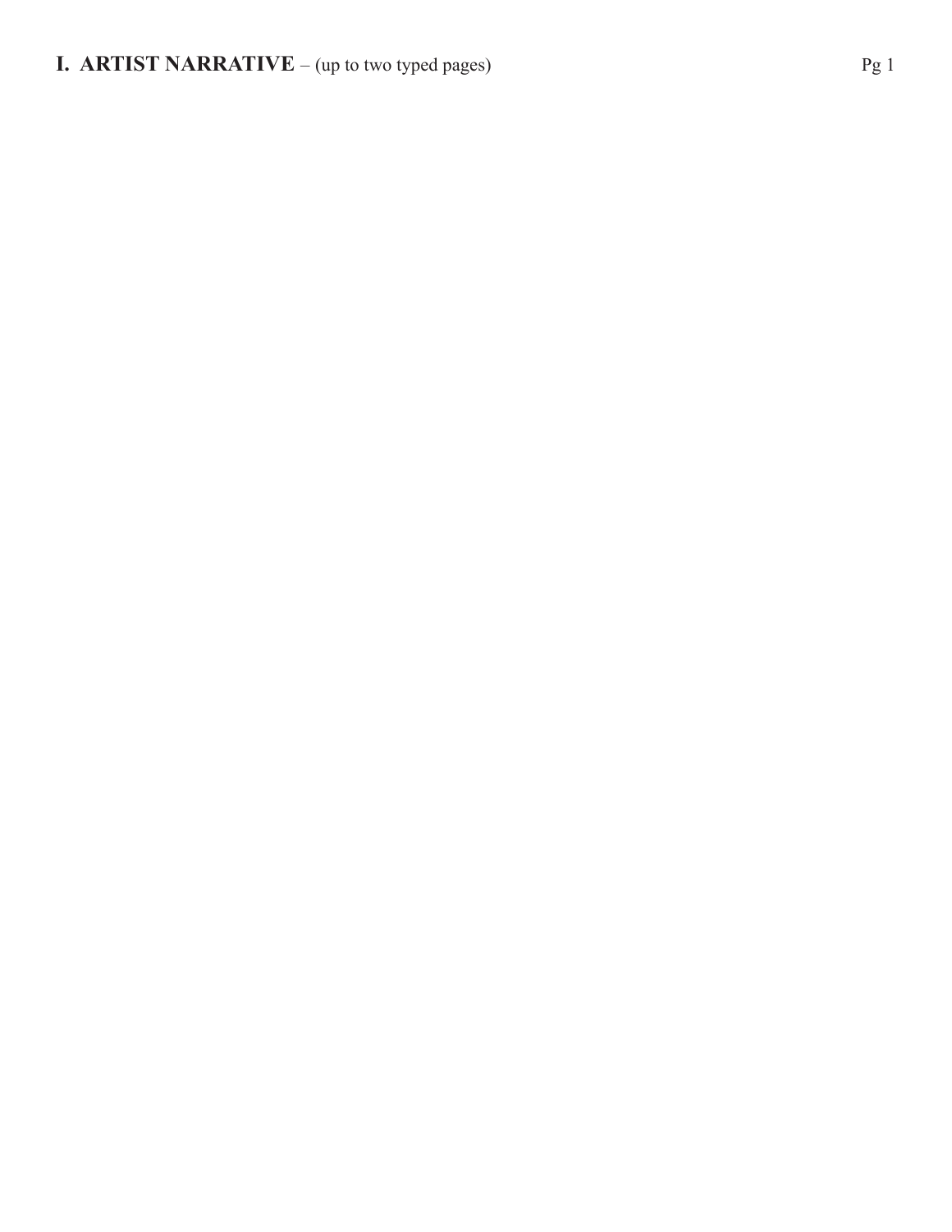# I. ARTIST NARRATIVE – (up to two typed pages)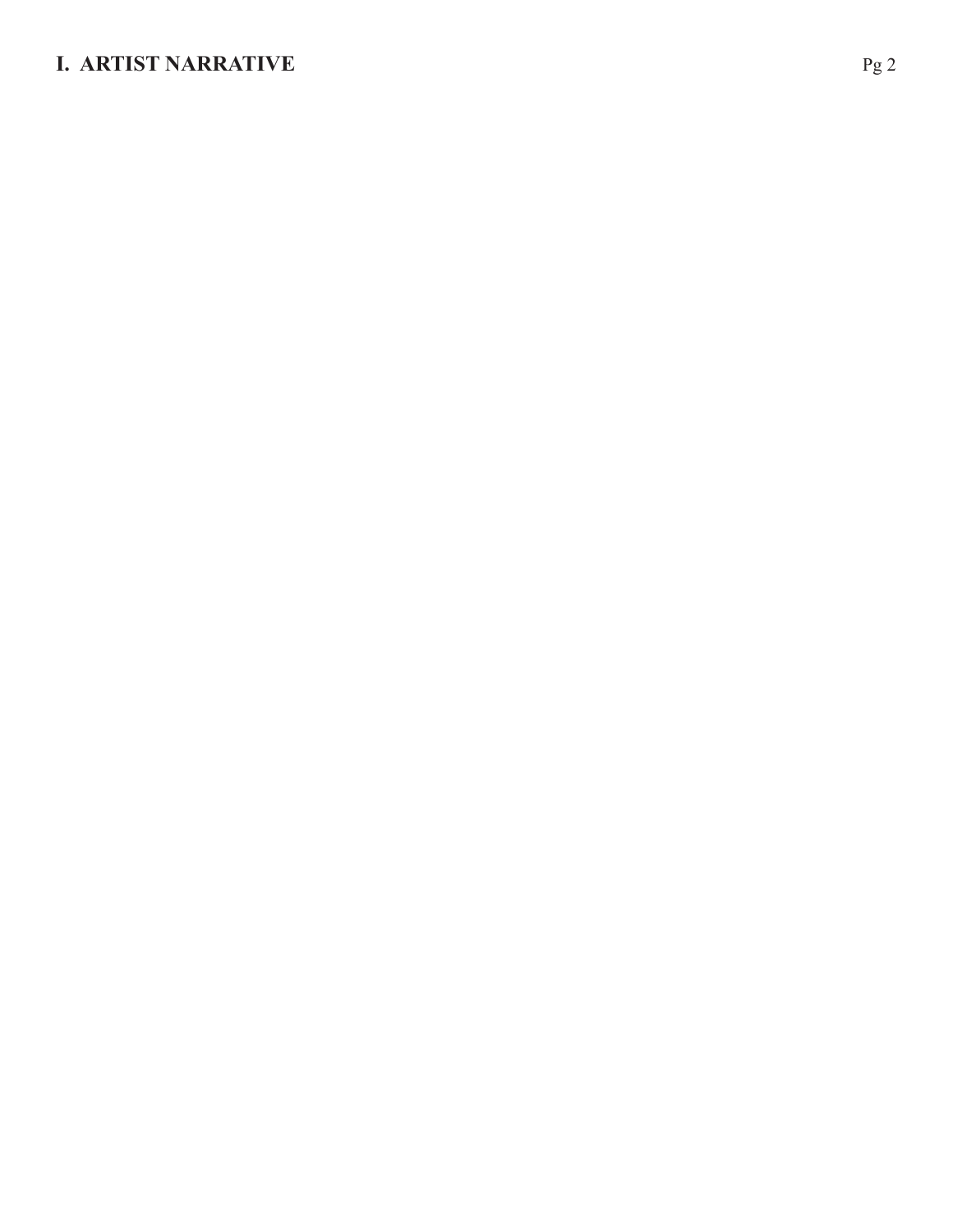## I. ARTIST NARRATIVE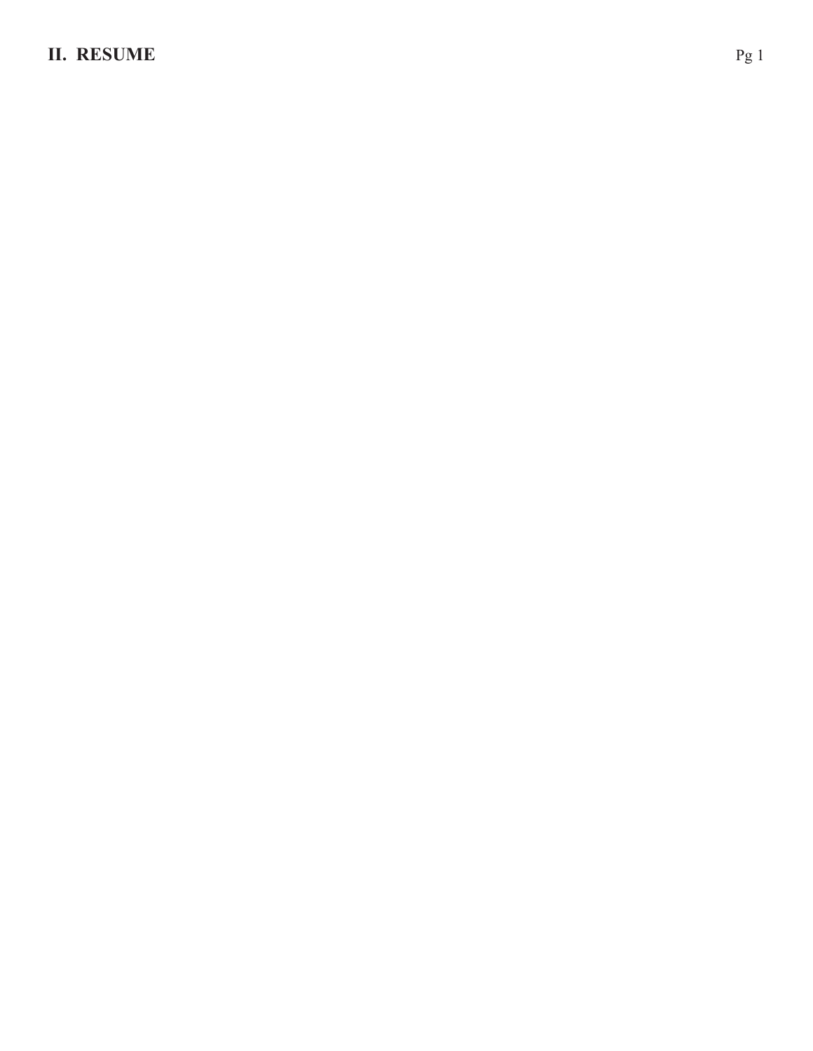## II. RESUME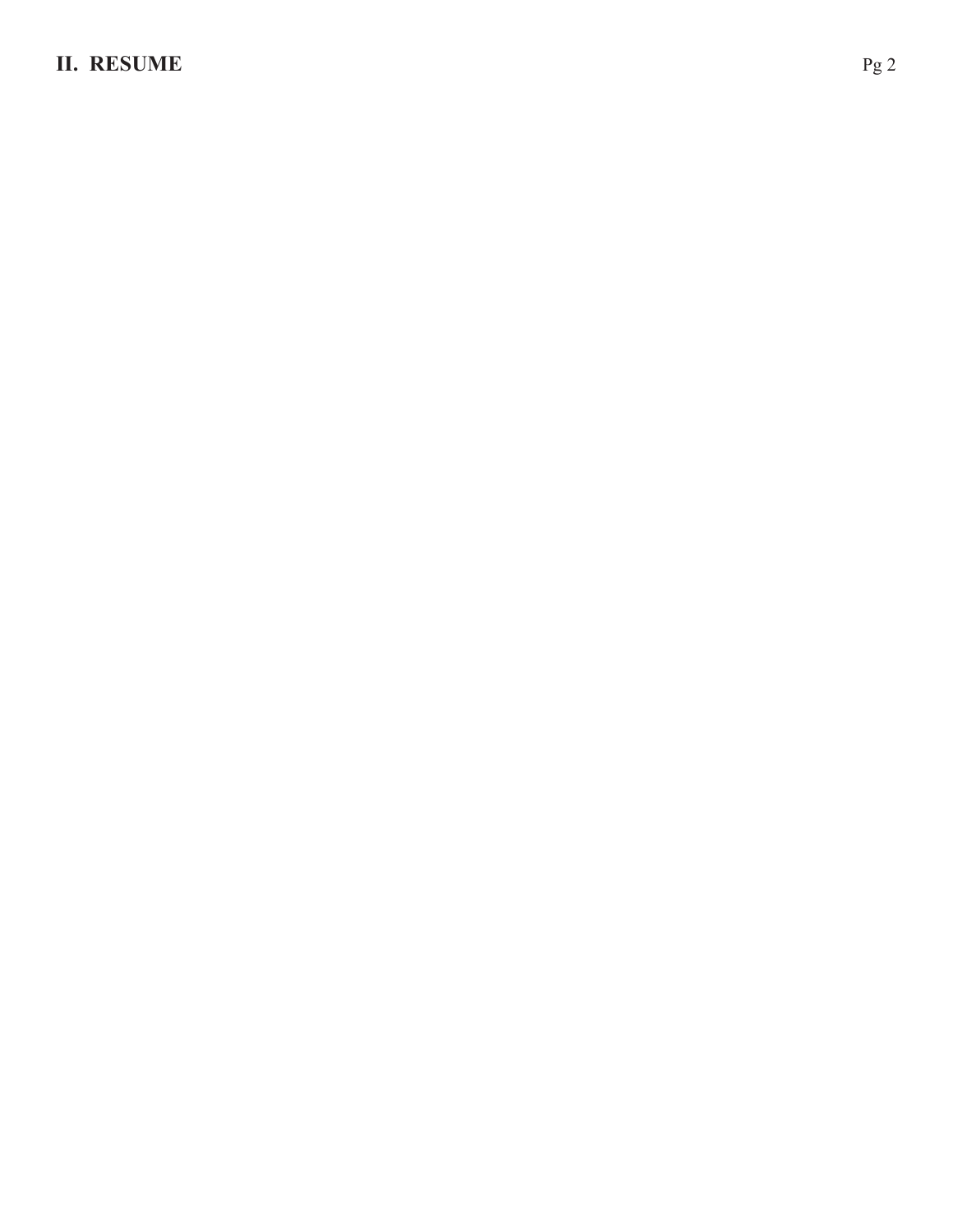## II. RESUME